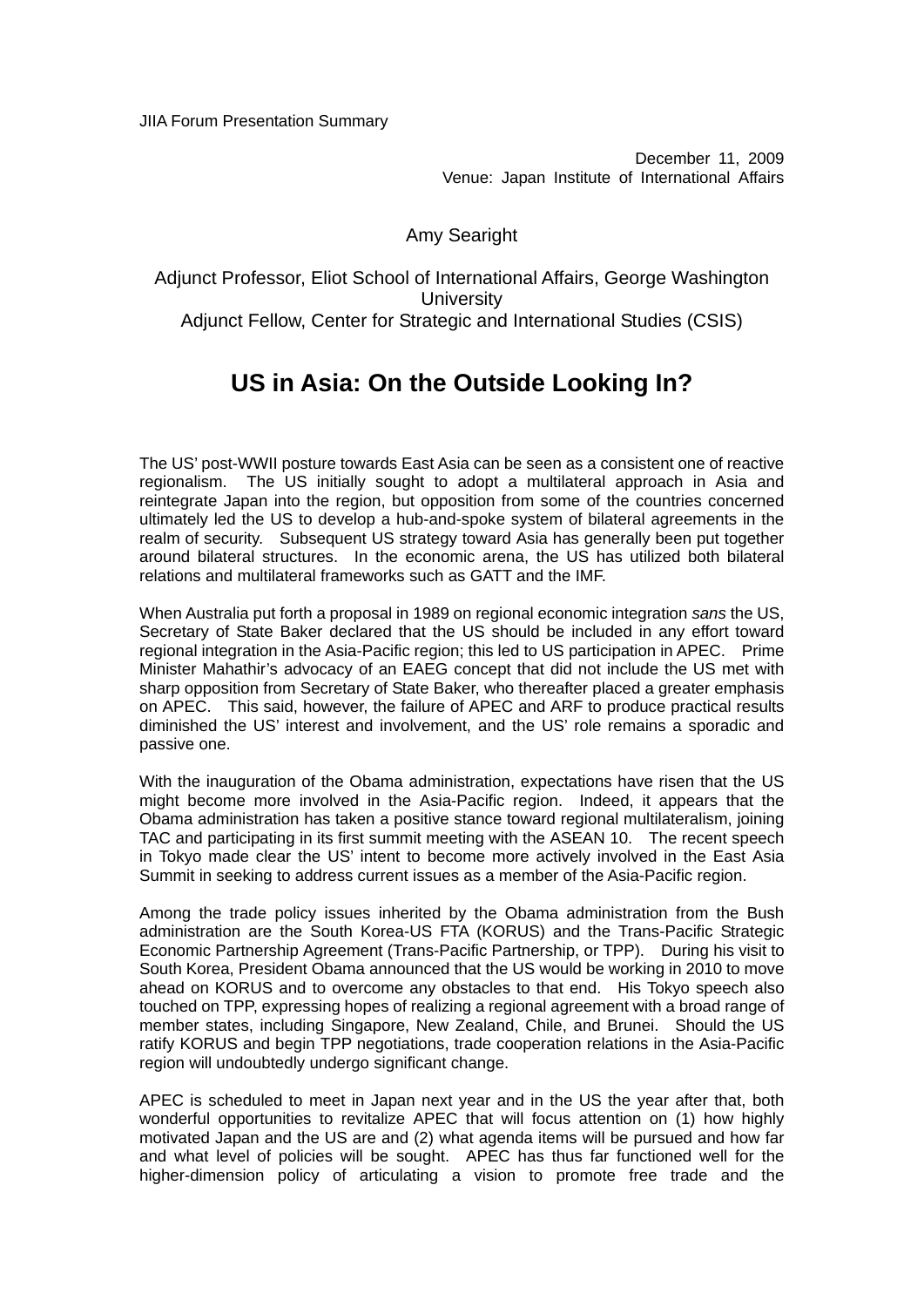JIIA Forum Presentation Summary

December 11, 2009
Venue: Japan Institute of International Affairs

Amy Searight

Adjunct Professor, Eliot School of International Affairs, George Washington University
Adjunct Fellow, Center for Strategic and International Studies (CSIS)

# US in Asia: On the Outside Looking In?

The US' post-WWII posture towards East Asia can be seen as a consistent one of reactive regionalism. The US initially sought to adopt a multilateral approach in Asia and reintegrate Japan into the region, but opposition from some of the countries concerned ultimately led the US to develop a hub-and-spoke system of bilateral agreements in the realm of security. Subsequent US strategy toward Asia has generally been put together around bilateral structures. In the economic arena, the US has utilized both bilateral relations and multilateral frameworks such as GATT and the IMF.

When Australia put forth a proposal in 1989 on regional economic integration *sans* the US, Secretary of State Baker declared that the US should be included in any effort toward regional integration in the Asia-Pacific region; this led to US participation in APEC. Prime Minister Mahathir's advocacy of an EAEG concept that did not include the US met with sharp opposition from Secretary of State Baker, who thereafter placed a greater emphasis on APEC. This said, however, the failure of APEC and ARF to produce practical results diminished the US' interest and involvement, and the US' role remains a sporadic and passive one.

With the inauguration of the Obama administration, expectations have risen that the US might become more involved in the Asia-Pacific region. Indeed, it appears that the Obama administration has taken a positive stance toward regional multilateralism, joining TAC and participating in its first summit meeting with the ASEAN 10. The recent speech in Tokyo made clear the US' intent to become more actively involved in the East Asia Summit in seeking to address current issues as a member of the Asia-Pacific region.

Among the trade policy issues inherited by the Obama administration from the Bush administration are the South Korea-US FTA (KORUS) and the Trans-Pacific Strategic Economic Partnership Agreement (Trans-Pacific Partnership, or TPP). During his visit to South Korea, President Obama announced that the US would be working in 2010 to move ahead on KORUS and to overcome any obstacles to that end. His Tokyo speech also touched on TPP, expressing hopes of realizing a regional agreement with a broad range of member states, including Singapore, New Zealand, Chile, and Brunei. Should the US ratify KORUS and begin TPP negotiations, trade cooperation relations in the Asia-Pacific region will undoubtedly undergo significant change.

APEC is scheduled to meet in Japan next year and in the US the year after that, both wonderful opportunities to revitalize APEC that will focus attention on (1) how highly motivated Japan and the US are and (2) what agenda items will be pursued and how far and what level of policies will be sought. APEC has thus far functioned well for the higher-dimension policy of articulating a vision to promote free trade and the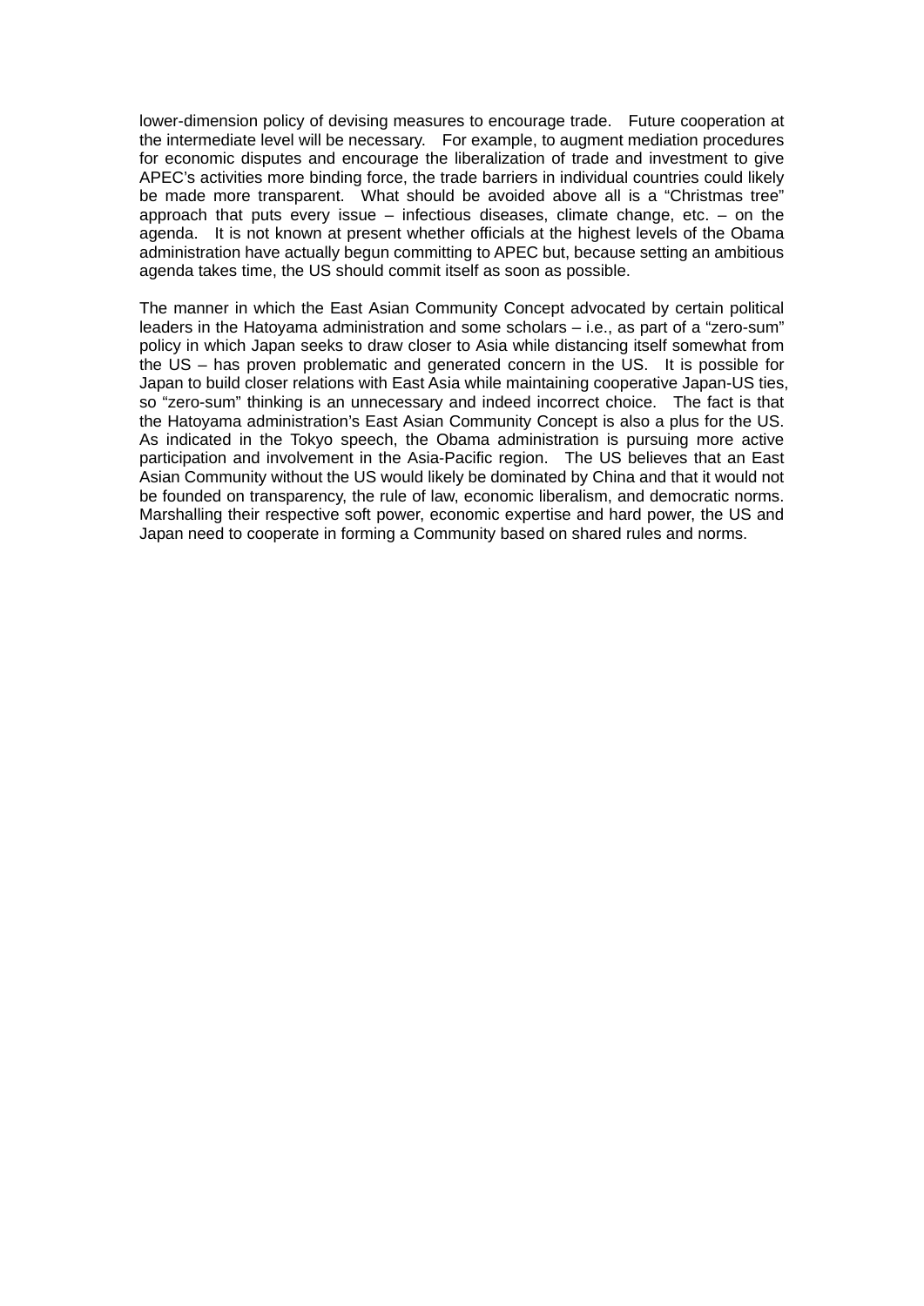lower-dimension policy of devising measures to encourage trade. Future cooperation at the intermediate level will be necessary. For example, to augment mediation procedures for economic disputes and encourage the liberalization of trade and investment to give APEC's activities more binding force, the trade barriers in individual countries could likely be made more transparent. What should be avoided above all is a "Christmas tree" approach that puts every issue – infectious diseases, climate change, etc. – on the agenda. It is not known at present whether officials at the highest levels of the Obama administration have actually begun committing to APEC but, because setting an ambitious agenda takes time, the US should commit itself as soon as possible.

The manner in which the East Asian Community Concept advocated by certain political leaders in the Hatoyama administration and some scholars – i.e., as part of a "zero-sum" policy in which Japan seeks to draw closer to Asia while distancing itself somewhat from the US – has proven problematic and generated concern in the US. It is possible for Japan to build closer relations with East Asia while maintaining cooperative Japan-US ties, so "zero-sum" thinking is an unnecessary and indeed incorrect choice. The fact is that the Hatoyama administration's East Asian Community Concept is also a plus for the US. As indicated in the Tokyo speech, the Obama administration is pursuing more active participation and involvement in the Asia-Pacific region. The US believes that an East Asian Community without the US would likely be dominated by China and that it would not be founded on transparency, the rule of law, economic liberalism, and democratic norms. Marshalling their respective soft power, economic expertise and hard power, the US and Japan need to cooperate in forming a Community based on shared rules and norms.